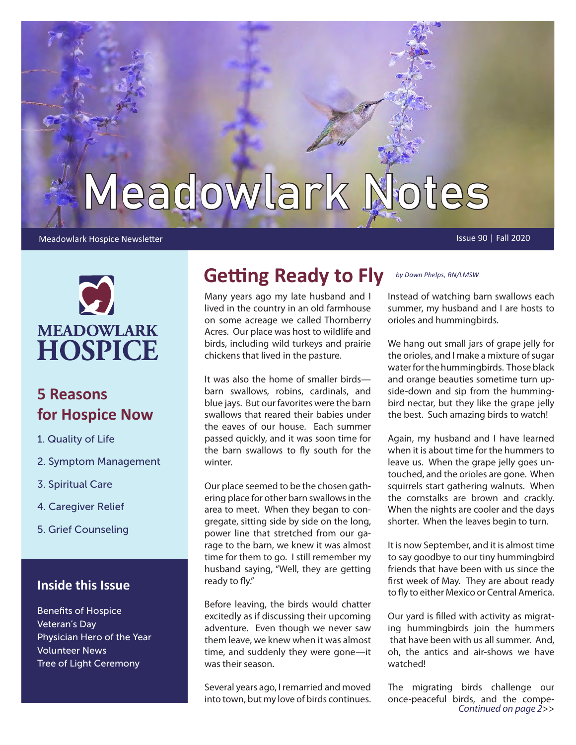# Meadowlark Notes

Meadowlark Hospice Newsletter

Issue 90 | Fall 2020

MEADOWLARK HOSPICE

## 5 Reasons for Hospice Now

1. Quality of Life
2. Symptom Management
3. Spiritual Care
4. Caregiver Relief
5. Grief Counseling

### Inside this Issue

Benefits of Hospice
Veteran's Day
Physician Hero of the Year
Volunteer News
Tree of Light Ceremony

## Getting Ready to Fly

*by Dawn Phelps, RN/LMSW*

Many years ago my late husband and I lived in the country in an old farmhouse on some acreage we called Thornberry Acres. Our place was host to wildlife and birds, including wild turkeys and prairie chickens that lived in the pasture.

It was also the home of smaller birds—barn swallows, robins, cardinals, and blue jays. But our favorites were the barn swallows that reared their babies under the eaves of our house. Each summer passed quickly, and it was soon time for the barn swallows to fly south for the winter.

Our place seemed to be the chosen gathering place for other barn swallows in the area to meet. When they began to congregate, sitting side by side on the long, power line that stretched from our garage to the barn, we knew it was almost time for them to go. I still remember my husband saying, "Well, they are getting ready to fly."

Before leaving, the birds would chatter excitedly as if discussing their upcoming adventure. Even though we never saw them leave, we knew when it was almost time, and suddenly they were gone—it was their season.

Several years ago, I remarried and moved into town, but my love of birds continues. Instead of watching barn swallows each summer, my husband and I are hosts to orioles and hummingbirds.

We hang out small jars of grape jelly for the orioles, and I make a mixture of sugar water for the hummingbirds. Those black and orange beauties sometime turn upside-down and sip from the hummingbird nectar, but they like the grape jelly the best. Such amazing birds to watch!

Again, my husband and I have learned when it is about time for the hummers to leave us. When the grape jelly goes untouched, and the orioles are gone. When squirrels start gathering walnuts. When the cornstalks are brown and crackly. When the nights are cooler and the days shorter. When the leaves begin to turn.

It is now September, and it is almost time to say goodbye to our tiny hummingbird friends that have been with us since the first week of May. They are about ready to fly to either Mexico or Central America.

Our yard is filled with activity as migrating hummingbirds join the hummers that have been with us all summer. And, oh, the antics and air-shows we have watched!

The migrating birds challenge our once-peaceful birds, and the compe-

*Continued on page 2>>*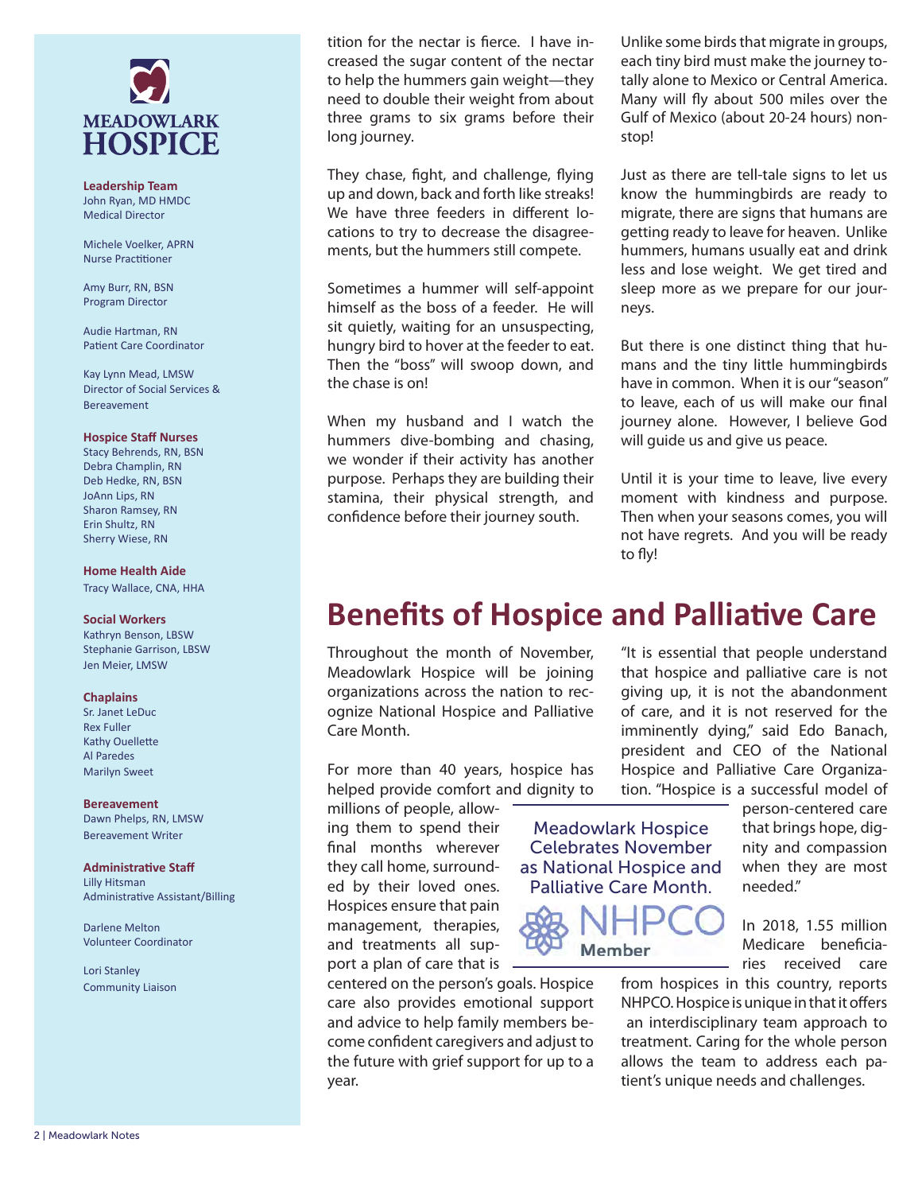MEADOWLARK HOSPICE

**Leadership Team**
John Ryan, MD HMDC
Medical Director

Michele Voelker, APRN
Nurse Practitioner

Amy Burr, RN, BSN
Program Director

Audie Hartman, RN
Patient Care Coordinator

Kay Lynn Mead, LMSW
Director of Social Services & Bereavement

**Hospice Staff Nurses**
Stacy Behrends, RN, BSN
Debra Champlin, RN
Deb Hedke, RN, BSN
JoAnn Lips, RN
Sharon Ramsey, RN
Erin Shultz, RN
Sherry Wiese, RN

**Home Health Aide**
Tracy Wallace, CNA, HHA

**Social Workers**
Kathryn Benson, LBSW
Stephanie Garrison, LBSW
Jen Meier, LMSW

**Chaplains**
Sr. Janet LeDuc
Rex Fuller
Kathy Ouellette
Al Paredes
Marilyn Sweet

**Bereavement**
Dawn Phelps, RN, LMSW
Bereavement Writer

**Administrative Staff**
Lilly Hitsman
Administrative Assistant/Billing

Darlene Melton
Volunteer Coordinator

Lori Stanley
Community Liaison

tition for the nectar is fierce. I have increased the sugar content of the nectar to help the hummers gain weight—they need to double their weight from about three grams to six grams before their long journey.

They chase, fight, and challenge, flying up and down, back and forth like streaks! We have three feeders in different locations to try to decrease the disagreements, but the hummers still compete.

Sometimes a hummer will self-appoint himself as the boss of a feeder. He will sit quietly, waiting for an unsuspecting, hungry bird to hover at the feeder to eat. Then the "boss" will swoop down, and the chase is on!

When my husband and I watch the hummers dive-bombing and chasing, we wonder if their activity has another purpose. Perhaps they are building their stamina, their physical strength, and confidence before their journey south.

Unlike some birds that migrate in groups, each tiny bird must make the journey totally alone to Mexico or Central America. Many will fly about 500 miles over the Gulf of Mexico (about 20-24 hours) nonstop!

Just as there are tell-tale signs to let us know the hummingbirds are ready to migrate, there are signs that humans are getting ready to leave for heaven. Unlike hummers, humans usually eat and drink less and lose weight. We get tired and sleep more as we prepare for our journeys.

But there is one distinct thing that humans and the tiny little hummingbirds have in common. When it is our "season" to leave, each of us will make our final journey alone. However, I believe God will guide us and give us peace.

Until it is your time to leave, live every moment with kindness and purpose. Then when your seasons comes, you will not have regrets. And you will be ready to fly!

# Benefits of Hospice and Palliative Care

Throughout the month of November, Meadowlark Hospice will be joining organizations across the nation to recognize National Hospice and Palliative Care Month.

For more than 40 years, hospice has helped provide comfort and dignity to millions of people, allowing them to spend their final months wherever they call home, surrounded by their loved ones. Hospices ensure that pain management, therapies, and treatments all support a plan of care that is centered on the person's goals. Hospice care also provides emotional support and advice to help family members become confident caregivers and adjust to the future with grief support for up to a year.

Meadowlark Hospice Celebrates November as National Hospice and Palliative Care Month.

NHPCO Member

"It is essential that people understand that hospice and palliative care is not giving up, it is not the abandonment of care, and it is not reserved for the imminently dying," said Edo Banach, president and CEO of the National Hospice and Palliative Care Organization. "Hospice is a successful model of person-centered care that brings hope, dignity and compassion when they are most needed."

In 2018, 1.55 million Medicare beneficiaries received care from hospices in this country, reports NHPCO. Hospice is unique in that it offers an interdisciplinary team approach to treatment. Caring for the whole person allows the team to address each patient's unique needs and challenges.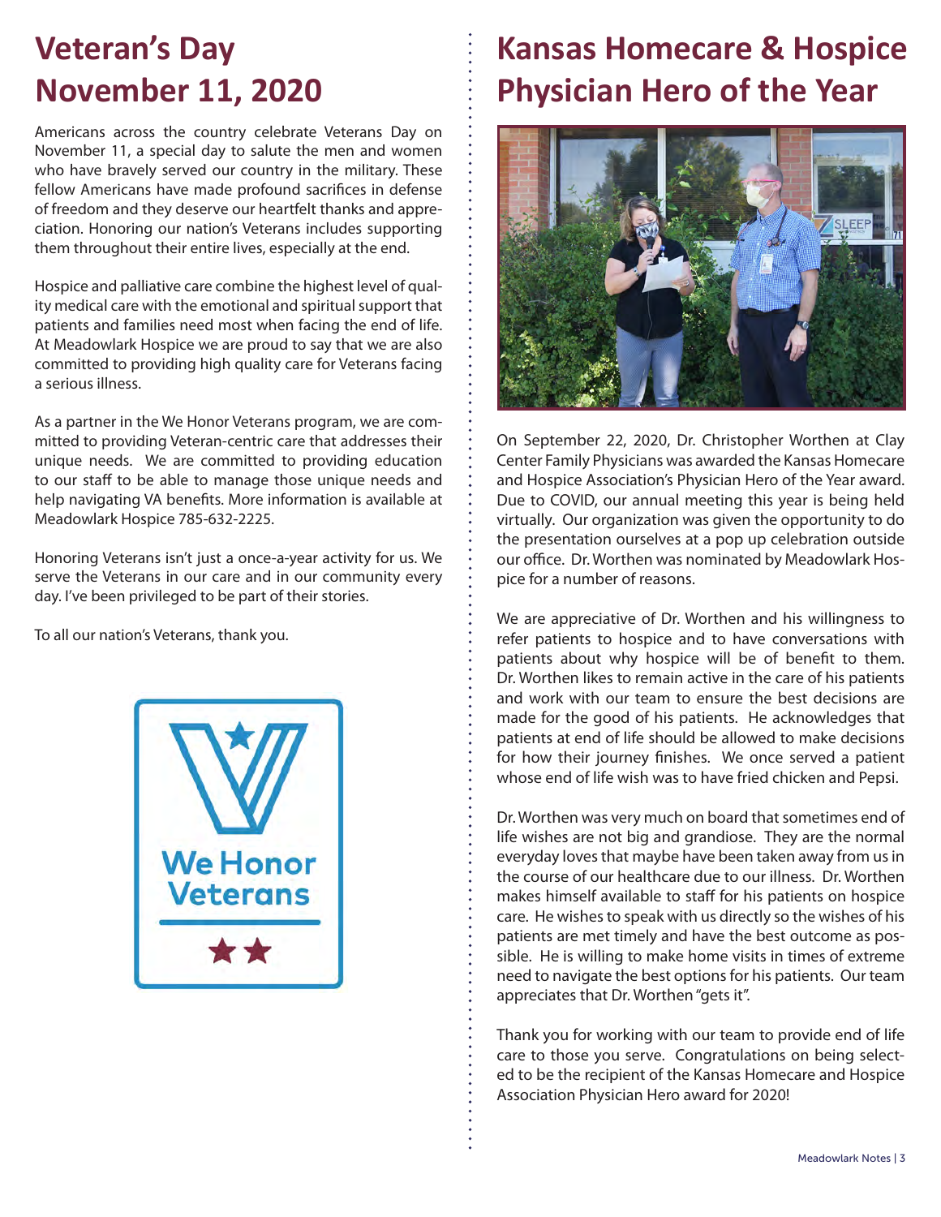# Veteran's Day November 11, 2020

Americans across the country celebrate Veterans Day on November 11, a special day to salute the men and women who have bravely served our country in the military. These fellow Americans have made profound sacrifices in defense of freedom and they deserve our heartfelt thanks and appreciation. Honoring our nation's Veterans includes supporting them throughout their entire lives, especially at the end.

Hospice and palliative care combine the highest level of quality medical care with the emotional and spiritual support that patients and families need most when facing the end of life. At Meadowlark Hospice we are proud to say that we are also committed to providing high quality care for Veterans facing a serious illness.

As a partner in the We Honor Veterans program, we are committed to providing Veteran-centric care that addresses their unique needs. We are committed to providing education to our staff to be able to manage those unique needs and help navigating VA benefits. More information is available at Meadowlark Hospice 785-632-2225.

Honoring Veterans isn't just a once-a-year activity for us. We serve the Veterans in our care and in our community every day. I've been privileged to be part of their stories.

To all our nation's Veterans, thank you.

We Honor Veterans

# Kansas Homecare & Hospice Physician Hero of the Year

On September 22, 2020, Dr. Christopher Worthen at Clay Center Family Physicians was awarded the Kansas Homecare and Hospice Association's Physician Hero of the Year award. Due to COVID, our annual meeting this year is being held virtually. Our organization was given the opportunity to do the presentation ourselves at a pop up celebration outside our office. Dr. Worthen was nominated by Meadowlark Hospice for a number of reasons.

We are appreciative of Dr. Worthen and his willingness to refer patients to hospice and to have conversations with patients about why hospice will be of benefit to them. Dr. Worthen likes to remain active in the care of his patients and work with our team to ensure the best decisions are made for the good of his patients. He acknowledges that patients at end of life should be allowed to make decisions for how their journey finishes. We once served a patient whose end of life wish was to have fried chicken and Pepsi.

Dr. Worthen was very much on board that sometimes end of life wishes are not big and grandiose. They are the normal everyday loves that maybe have been taken away from us in the course of our healthcare due to our illness. Dr. Worthen makes himself available to staff for his patients on hospice care. He wishes to speak with us directly so the wishes of his patients are met timely and have the best outcome as possible. He is willing to make home visits in times of extreme need to navigate the best options for his patients. Our team appreciates that Dr. Worthen "gets it".

Thank you for working with our team to provide end of life care to those you serve. Congratulations on being selected to be the recipient of the Kansas Homecare and Hospice Association Physician Hero award for 2020!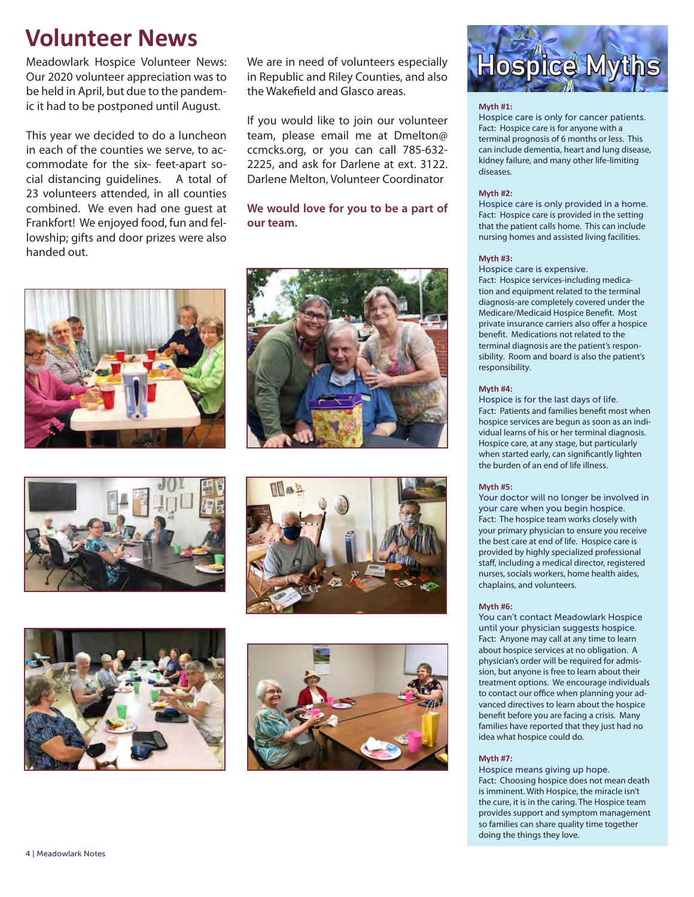# Volunteer News

Meadowlark Hospice Volunteer News: Our 2020 volunteer appreciation was to be held in April, but due to the pandemic it had to be postponed until August.

This year we decided to do a luncheon in each of the counties we serve, to accommodate for the six- feet-apart social distancing guidelines. A total of 23 volunteers attended, in all counties combined. We even had one guest at Frankfort! We enjoyed food, fun and fellowship; gifts and door prizes were also handed out.

We are in need of volunteers especially in Republic and Riley Counties, and also the Wakefield and Glasco areas.

If you would like to join our volunteer team, please email me at Dmelton@ccmcks.org, or you can call 785-632-2225, and ask for Darlene at ext. 3122. Darlene Melton, Volunteer Coordinator

**We would love for you to be a part of our team.**

# Hospice Myths

**Myth #1:**
Hospice care is only for cancer patients.
Fact: Hospice care is for anyone with a terminal prognosis of 6 months or less. This can include dementia, heart and lung disease, kidney failure, and many other life-limiting diseases.

**Myth #2:**
Hospice care is only provided in a home.
Fact: Hospice care is provided in the setting that the patient calls home. This can include nursing homes and assisted living facilities.

**Myth #3:**
Hospice care is expensive.
Fact: Hospice services-including medication and equipment related to the terminal diagnosis-are completely covered under the Medicare/Medicaid Hospice Benefit. Most private insurance carriers also offer a hospice benefit. Medications not related to the terminal diagnosis are the patient's responsibility. Room and board is also the patient's responsibility.

**Myth #4:**
Hospice is for the last days of life.
Fact: Patients and families benefit most when hospice services are begun as soon as an individual learns of his or her terminal diagnosis. Hospice care, at any stage, but particularly when started early, can significantly lighten the burden of an end of life illness.

**Myth #5:**
Your doctor will no longer be involved in your care when you begin hospice.
Fact: The hospice team works closely with your primary physician to ensure you receive the best care at end of life. Hospice care is provided by highly specialized professional staff, including a medical director, registered nurses, socials workers, home health aides, chaplains, and volunteers.

**Myth #6:**
You can't contact Meadowlark Hospice until your physician suggests hospice.
Fact: Anyone may call at any time to learn about hospice services at no obligation. A physician's order will be required for admission, but anyone is free to learn about their treatment options. We encourage individuals to contact our office when planning your advanced directives to learn about the hospice benefit before you are facing a crisis. Many families have reported that they just had no idea what hospice could do.

**Myth #7:**
Hospice means giving up hope.
Fact: Choosing hospice does not mean death is imminent. With Hospice, the miracle isn't the cure, it is in the caring. The Hospice team provides support and symptom management so families can share quality time together doing the things they love.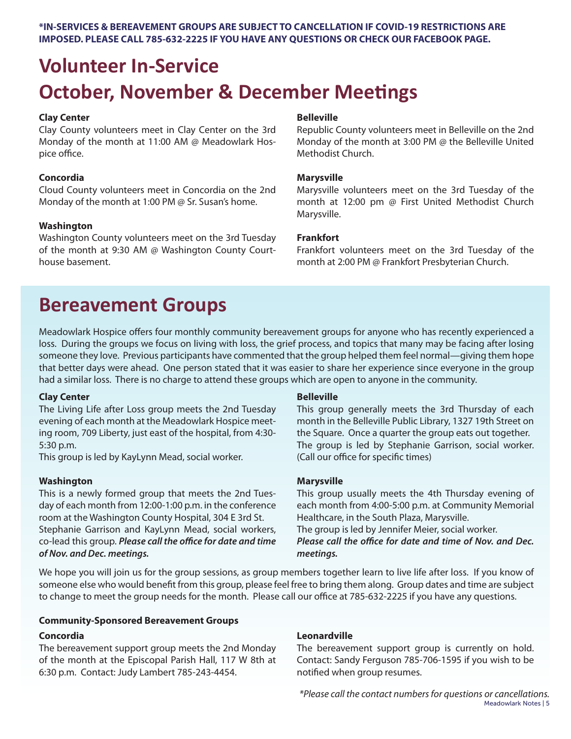**\*IN-SERVICES & BEREAVEMENT GROUPS ARE SUBJECT TO CANCELLATION IF COVID-19 RESTRICTIONS ARE IMPOSED. PLEASE CALL 785-632-2225 IF YOU HAVE ANY QUESTIONS OR CHECK OUR FACEBOOK PAGE.**

# Volunteer In-Service
# October, November & December Meetings

**Clay Center**
Clay County volunteers meet in Clay Center on the 3rd Monday of the month at 11:00 AM @ Meadowlark Hospice office.

**Concordia**
Cloud County volunteers meet in Concordia on the 2nd Monday of the month at 1:00 PM @ Sr. Susan's home.

**Washington**
Washington County volunteers meet on the 3rd Tuesday of the month at 9:30 AM @ Washington County Courthouse basement.

**Belleville**
Republic County volunteers meet in Belleville on the 2nd Monday of the month at 3:00 PM @ the Belleville United Methodist Church.

**Marysville**
Marysville volunteers meet on the 3rd Tuesday of the month at 12:00 pm @ First United Methodist Church Marysville.

**Frankfort**
Frankfort volunteers meet on the 3rd Tuesday of the month at 2:00 PM @ Frankfort Presbyterian Church.

# Bereavement Groups

Meadowlark Hospice offers four monthly community bereavement groups for anyone who has recently experienced a loss. During the groups we focus on living with loss, the grief process, and topics that many may be facing after losing someone they love. Previous participants have commented that the group helped them feel normal—giving them hope that better days were ahead. One person stated that it was easier to share her experience since everyone in the group had a similar loss. There is no charge to attend these groups which are open to anyone in the community.

**Clay Center**
The Living Life after Loss group meets the 2nd Tuesday evening of each month at the Meadowlark Hospice meeting room, 709 Liberty, just east of the hospital, from 4:30-5:30 p.m.
This group is led by KayLynn Mead, social worker.

**Washington**
This is a newly formed group that meets the 2nd Tuesday of each month from 12:00-1:00 p.m. in the conference room at the Washington County Hospital, 304 E 3rd St.
Stephanie Garrison and KayLynn Mead, social workers, co-lead this group. ***Please call the office for date and time of Nov. and Dec. meetings.***

**Belleville**
This group generally meets the 3rd Thursday of each month in the Belleville Public Library, 1327 19th Street on the Square. Once a quarter the group eats out together. The group is led by Stephanie Garrison, social worker. (Call our office for specific times)

**Marysville**
This group usually meets the 4th Thursday evening of each month from 4:00-5:00 p.m. at Community Memorial Healthcare, in the South Plaza, Marysville.
The group is led by Jennifer Meier, social worker.
***Please call the office for date and time of Nov. and Dec. meetings.***

We hope you will join us for the group sessions, as group members together learn to live life after loss. If you know of someone else who would benefit from this group, please feel free to bring them along. Group dates and time are subject to change to meet the group needs for the month. Please call our office at 785-632-2225 if you have any questions.

**Community-Sponsored Bereavement Groups**

**Concordia**
The bereavement support group meets the 2nd Monday of the month at the Episcopal Parish Hall, 117 W 8th at 6:30 p.m. Contact: Judy Lambert 785-243-4454.

**Leonardville**
The bereavement support group is currently on hold. Contact: Sandy Ferguson 785-706-1595 if you wish to be notified when group resumes.

*\*Please call the contact numbers for questions or cancellations.*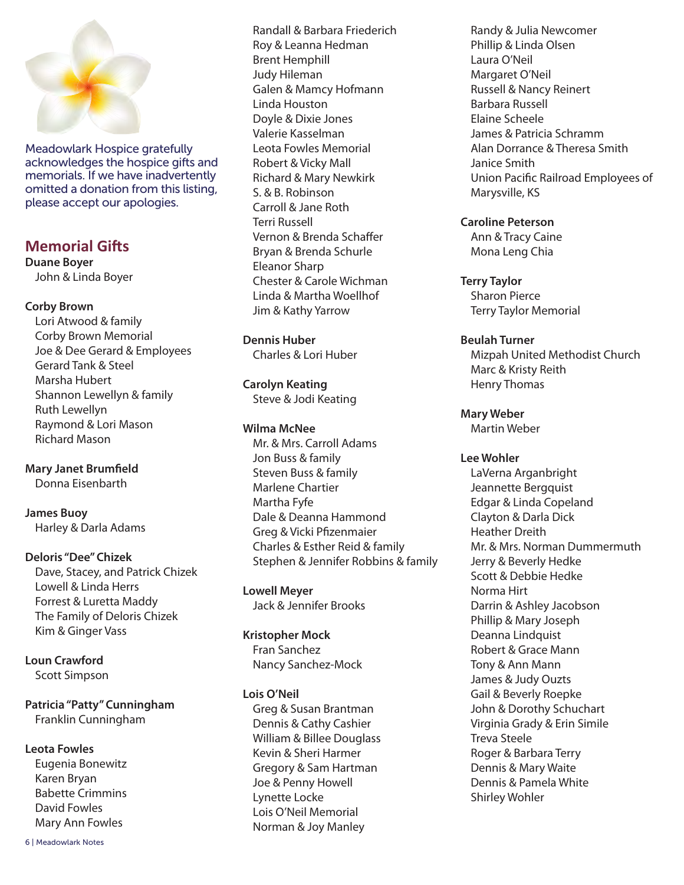Meadowlark Hospice gratefully acknowledges the hospice gifts and memorials. If we have inadvertently omitted a donation from this listing, please accept our apologies.

## Memorial Gifts

**Duane Boyer**
John & Linda Boyer

**Corby Brown**
Lori Atwood & family
Corby Brown Memorial
Joe & Dee Gerard & Employees
Gerard Tank & Steel
Marsha Hubert
Shannon Lewellyn & family
Ruth Lewellyn
Raymond & Lori Mason
Richard Mason

**Mary Janet Brumfield**
Donna Eisenbarth

**James Buoy**
Harley & Darla Adams

**Deloris "Dee" Chizek**
Dave, Stacey, and Patrick Chizek
Lowell & Linda Herrs
Forrest & Luretta Maddy
The Family of Deloris Chizek
Kim & Ginger Vass

**Loun Crawford**
Scott Simpson

**Patricia "Patty" Cunningham**
Franklin Cunningham

**Leota Fowles**
Eugenia Bonewitz
Karen Bryan
Babette Crimmins
David Fowles
Mary Ann Fowles
Randall & Barbara Friederich
Roy & Leanna Hedman
Brent Hemphill
Judy Hileman
Galen & Mamcy Hofmann
Linda Houston
Doyle & Dixie Jones
Valerie Kasselman
Leota Fowles Memorial
Robert & Vicky Mall
Richard & Mary Newkirk
S. & B. Robinson
Carroll & Jane Roth
Terri Russell
Vernon & Brenda Schaffer
Bryan & Brenda Schurle
Eleanor Sharp
Chester & Carole Wichman
Linda & Martha Woellhof
Jim & Kathy Yarrow

**Dennis Huber**
Charles & Lori Huber

**Carolyn Keating**
Steve & Jodi Keating

**Wilma McNee**
Mr. & Mrs. Carroll Adams
Jon Buss & family
Steven Buss & family
Marlene Chartier
Martha Fyfe
Dale & Deanna Hammond
Greg & Vicki Pfizenmaier
Charles & Esther Reid & family
Stephen & Jennifer Robbins & family

**Lowell Meyer**
Jack & Jennifer Brooks

**Kristopher Mock**
Fran Sanchez
Nancy Sanchez-Mock

**Lois O'Neil**
Greg & Susan Brantman
Dennis & Cathy Cashier
William & Billee Douglass
Kevin & Sheri Harmer
Gregory & Sam Hartman
Joe & Penny Howell
Lynette Locke
Lois O'Neil Memorial
Norman & Joy Manley
Randy & Julia Newcomer
Phillip & Linda Olsen
Laura O'Neil
Margaret O'Neil
Russell & Nancy Reinert
Barbara Russell
Elaine Scheele
James & Patricia Schramm
Alan Dorrance & Theresa Smith
Janice Smith
Union Pacific Railroad Employees of Marysville, KS

**Caroline Peterson**
Ann & Tracy Caine
Mona Leng Chia

**Terry Taylor**
Sharon Pierce
Terry Taylor Memorial

**Beulah Turner**
Mizpah United Methodist Church
Marc & Kristy Reith
Henry Thomas

**Mary Weber**
Martin Weber

**Lee Wohler**
LaVerna Arganbright
Jeannette Bergquist
Edgar & Linda Copeland
Clayton & Darla Dick
Heather Dreith
Mr. & Mrs. Norman Dummermuth
Jerry & Beverly Hedke
Scott & Debbie Hedke
Norma Hirt
Darrin & Ashley Jacobson
Phillip & Mary Joseph
Deanna Lindquist
Robert & Grace Mann
Tony & Ann Mann
James & Judy Ouzts
Gail & Beverly Roepke
John & Dorothy Schuchart
Virginia Grady & Erin Simile
Treva Steele
Roger & Barbara Terry
Dennis & Mary Waite
Dennis & Pamela White
Shirley Wohler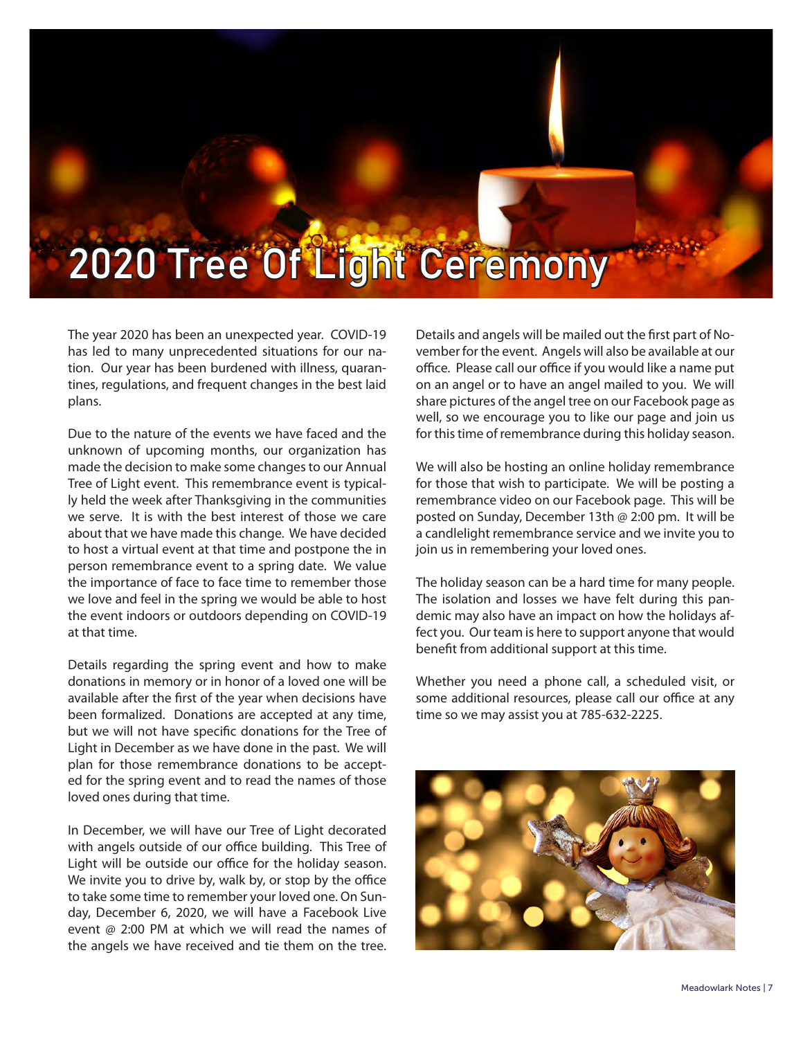# 2020 Tree Of Light Ceremony

The year 2020 has been an unexpected year. COVID-19 has led to many unprecedented situations for our nation. Our year has been burdened with illness, quarantines, regulations, and frequent changes in the best laid plans.

Due to the nature of the events we have faced and the unknown of upcoming months, our organization has made the decision to make some changes to our Annual Tree of Light event. This remembrance event is typically held the week after Thanksgiving in the communities we serve. It is with the best interest of those we care about that we have made this change. We have decided to host a virtual event at that time and postpone the in person remembrance event to a spring date. We value the importance of face to face time to remember those we love and feel in the spring we would be able to host the event indoors or outdoors depending on COVID-19 at that time.

Details regarding the spring event and how to make donations in memory or in honor of a loved one will be available after the first of the year when decisions have been formalized. Donations are accepted at any time, but we will not have specific donations for the Tree of Light in December as we have done in the past. We will plan for those remembrance donations to be accepted for the spring event and to read the names of those loved ones during that time.

In December, we will have our Tree of Light decorated with angels outside of our office building. This Tree of Light will be outside our office for the holiday season. We invite you to drive by, walk by, or stop by the office to take some time to remember your loved one. On Sunday, December 6, 2020, we will have a Facebook Live event @ 2:00 PM at which we will read the names of the angels we have received and tie them on the tree. Details and angels will be mailed out the first part of November for the event. Angels will also be available at our office. Please call our office if you would like a name put on an angel or to have an angel mailed to you. We will share pictures of the angel tree on our Facebook page as well, so we encourage you to like our page and join us for this time of remembrance during this holiday season.

We will also be hosting an online holiday remembrance for those that wish to participate. We will be posting a remembrance video on our Facebook page. This will be posted on Sunday, December 13th @ 2:00 pm. It will be a candlelight remembrance service and we invite you to join us in remembering your loved ones.

The holiday season can be a hard time for many people. The isolation and losses we have felt during this pandemic may also have an impact on how the holidays affect you. Our team is here to support anyone that would benefit from additional support at this time.

Whether you need a phone call, a scheduled visit, or some additional resources, please call our office at any time so we may assist you at 785-632-2225.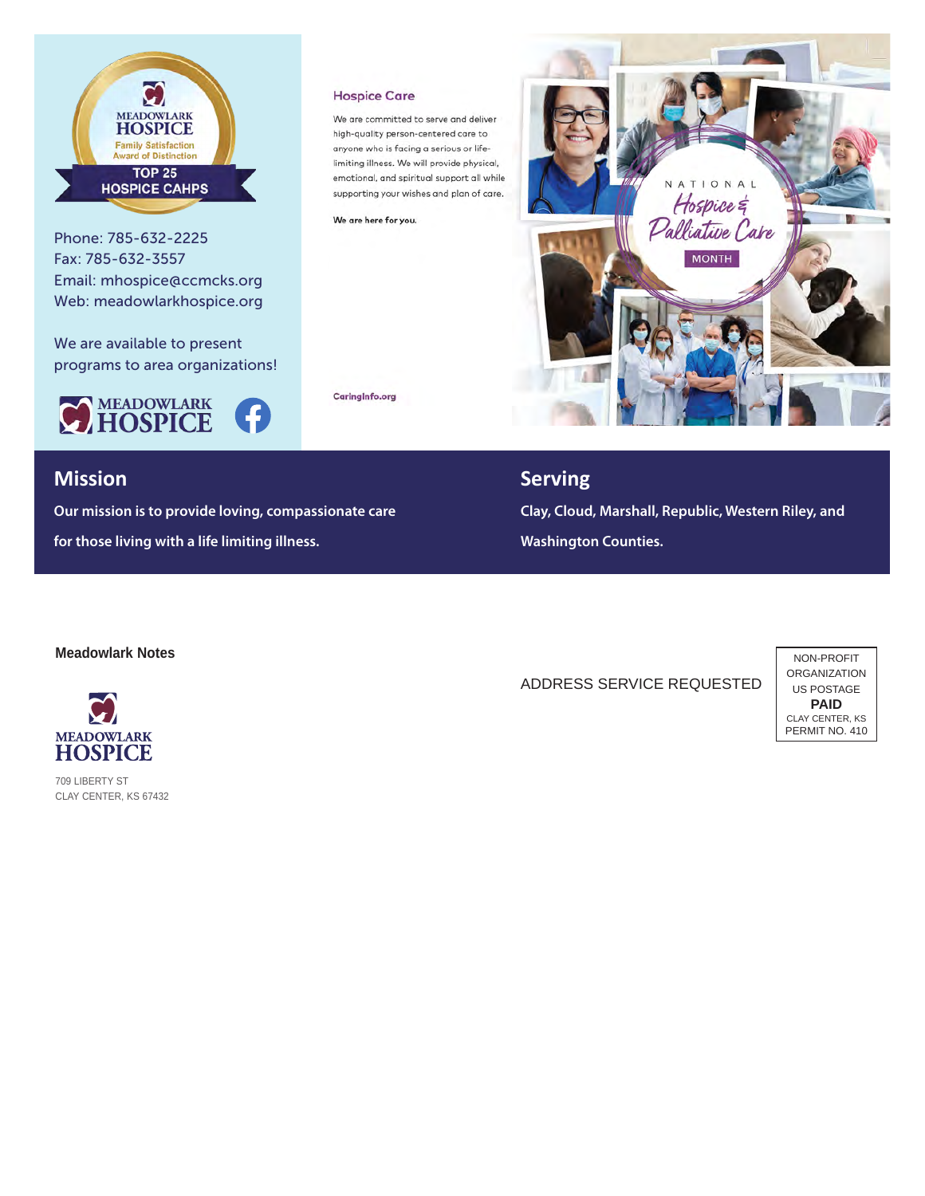MEADOWLARK HOSPICE

Family Satisfaction Award of Distinction

TOP 25 HOSPICE CAHPS

Phone: 785-632-2225
Fax: 785-632-3557
Email: mhospice@ccmcks.org
Web: meadowlarkhospice.org

We are available to present programs to area organizations!

MEADOWLARK HOSPICE

### Hospice Care

We are committed to serve and deliver high-quality person-centered care to anyone who is facing a serious or life-limiting illness. We will provide physical, emotional, and spiritual support all while supporting your wishes and plan of care.

**We are here for you.**

CaringInfo.org

NATIONAL Hospice & Palliative Care MONTH

## Mission

**Our mission is to provide loving, compassionate care for those living with a life limiting illness.**

## Serving

**Clay, Cloud, Marshall, Republic, Western Riley, and Washington Counties.**

**Meadowlark Notes**

MEADOWLARK HOSPICE

709 LIBERTY ST
CLAY CENTER, KS 67432

ADDRESS SERVICE REQUESTED

NON-PROFIT ORGANIZATION
US POSTAGE
**PAID**
CLAY CENTER, KS
PERMIT NO. 410